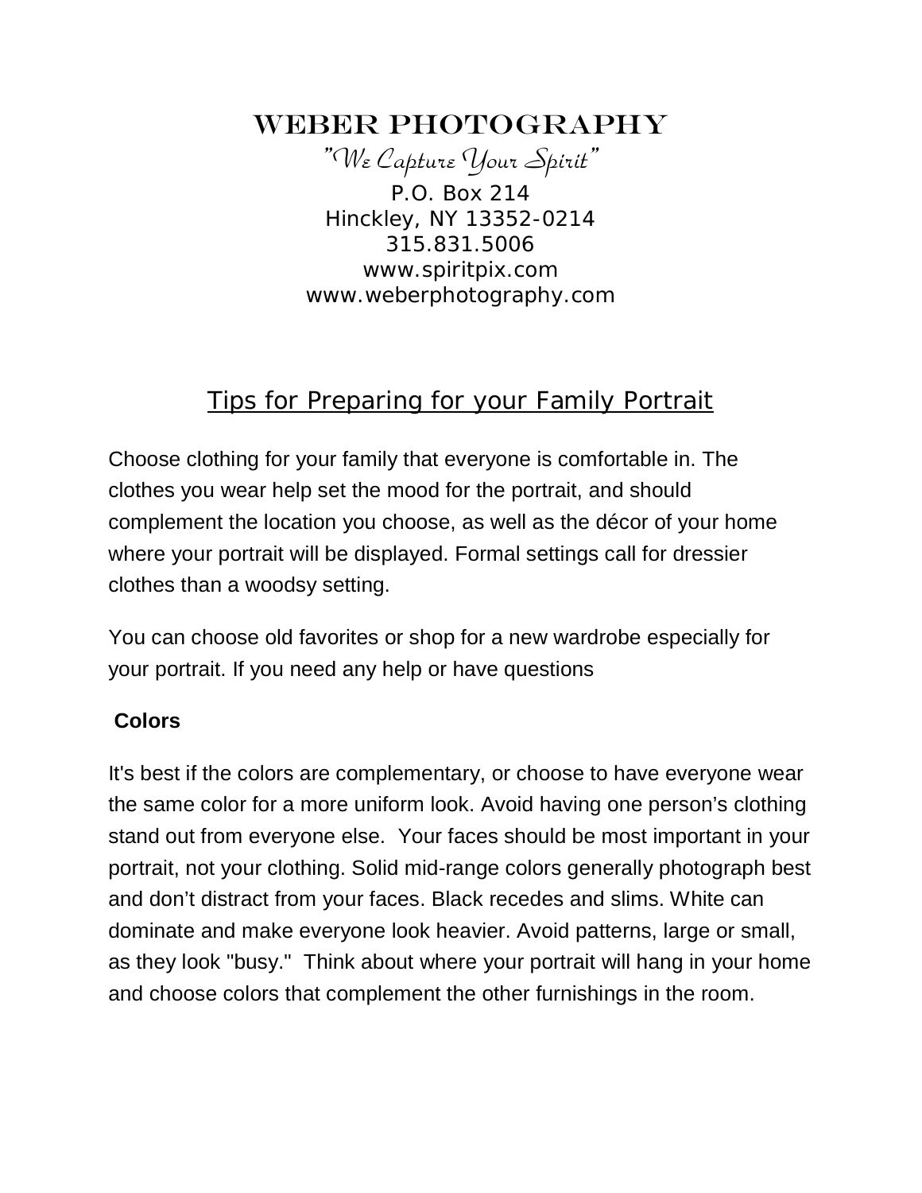# WEBER PHOTOGRAPHY

*"We Capture Your Spirit"*

P.O. Box 214
Hinckley, NY 13352-0214
315.831.5006
www.spiritpix.com
www.weberphotography.com

## Tips for Preparing for your Family Portrait

Choose clothing for your family that everyone is comfortable in. The clothes you wear help set the mood for the portrait, and should complement the location you choose, as well as the décor of your home where your portrait will be displayed. Formal settings call for dressier clothes than a woodsy setting.

You can choose old favorites or shop for a new wardrobe especially for your portrait. If you need any help or have questions

**Colors**

It's best if the colors are complementary, or choose to have everyone wear the same color for a more uniform look. Avoid having one person's clothing stand out from everyone else. Your faces should be most important in your portrait, not your clothing. Solid mid-range colors generally photograph best and don't distract from your faces. Black recedes and slims. White can dominate and make everyone look heavier. Avoid patterns, large or small, as they look "busy." Think about where your portrait will hang in your home and choose colors that complement the other furnishings in the room.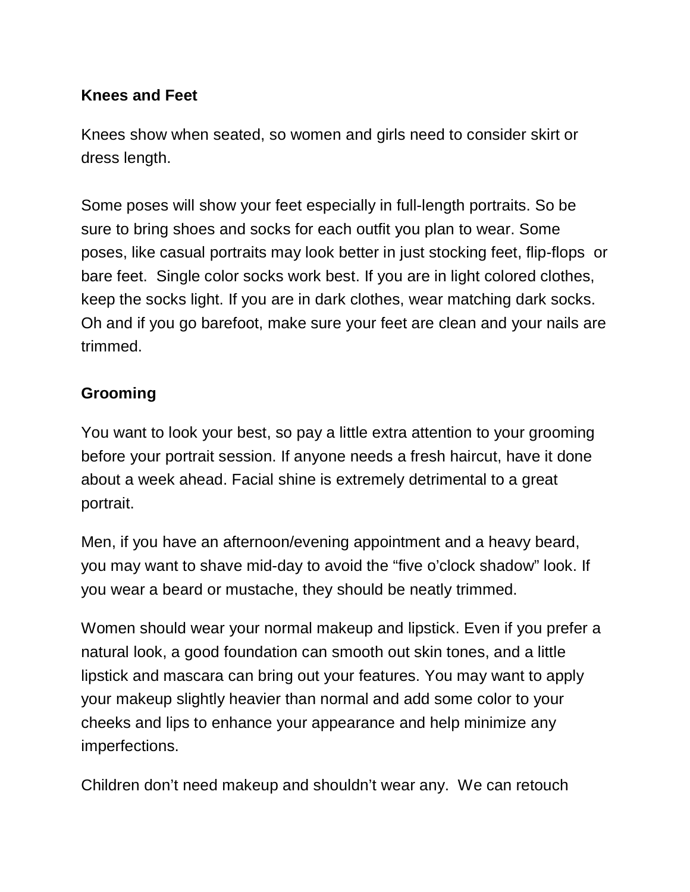**Knees and Feet**

Knees show when seated, so women and girls need to consider skirt or dress length.

Some poses will show your feet especially in full-length portraits. So be sure to bring shoes and socks for each outfit you plan to wear. Some poses, like casual portraits may look better in just stocking feet, flip-flops or bare feet. Single color socks work best. If you are in light colored clothes, keep the socks light. If you are in dark clothes, wear matching dark socks. Oh and if you go barefoot, make sure your feet are clean and your nails are trimmed.

**Grooming**

You want to look your best, so pay a little extra attention to your grooming before your portrait session. If anyone needs a fresh haircut, have it done about a week ahead. Facial shine is extremely detrimental to a great portrait.

Men, if you have an afternoon/evening appointment and a heavy beard, you may want to shave mid-day to avoid the "five o'clock shadow" look. If you wear a beard or mustache, they should be neatly trimmed.

Women should wear your normal makeup and lipstick. Even if you prefer a natural look, a good foundation can smooth out skin tones, and a little lipstick and mascara can bring out your features. You may want to apply your makeup slightly heavier than normal and add some color to your cheeks and lips to enhance your appearance and help minimize any imperfections.

Children don't need makeup and shouldn't wear any. We can retouch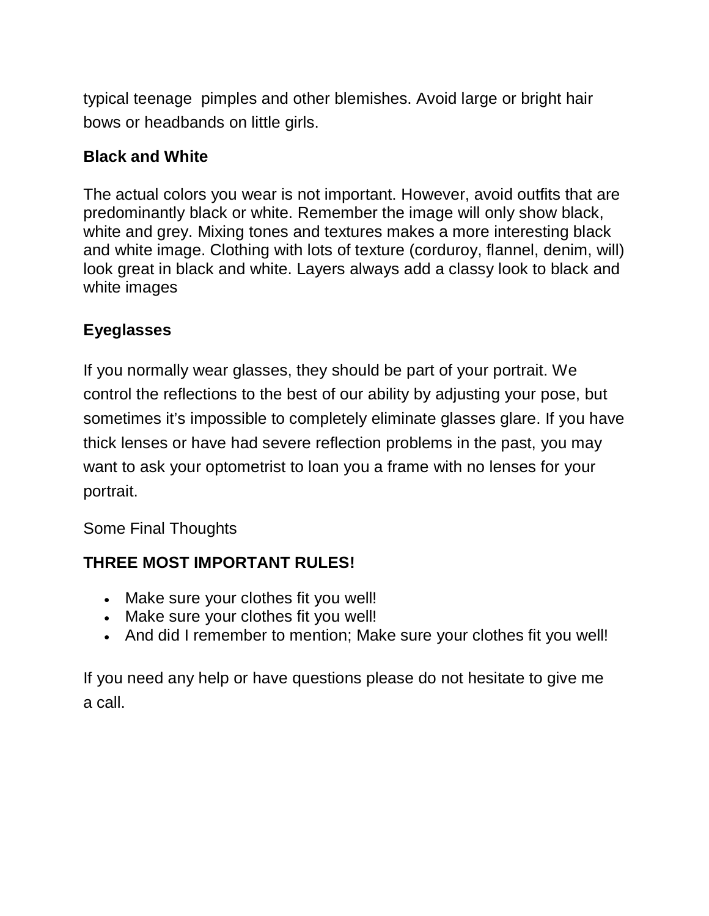typical teenage  pimples and other blemishes. Avoid large or bright hair bows or headbands on little girls.

**Black and White**

The actual colors you wear is not important. However, avoid outfits that are predominantly black or white. Remember the image will only show black, white and grey. Mixing tones and textures makes a more interesting black and white image. Clothing with lots of texture (corduroy, flannel, denim, will) look great in black and white. Layers always add a classy look to black and white images

**Eyeglasses**

If you normally wear glasses, they should be part of your portrait. We control the reflections to the best of our ability by adjusting your pose, but sometimes it's impossible to completely eliminate glasses glare. If you have thick lenses or have had severe reflection problems in the past, you may want to ask your optometrist to loan you a frame with no lenses for your portrait.

Some Final Thoughts

**THREE MOST IMPORTANT RULES!**

- Make sure your clothes fit you well!
- Make sure your clothes fit you well!
- And did I remember to mention; Make sure your clothes fit you well!

If you need any help or have questions please do not hesitate to give me a call.